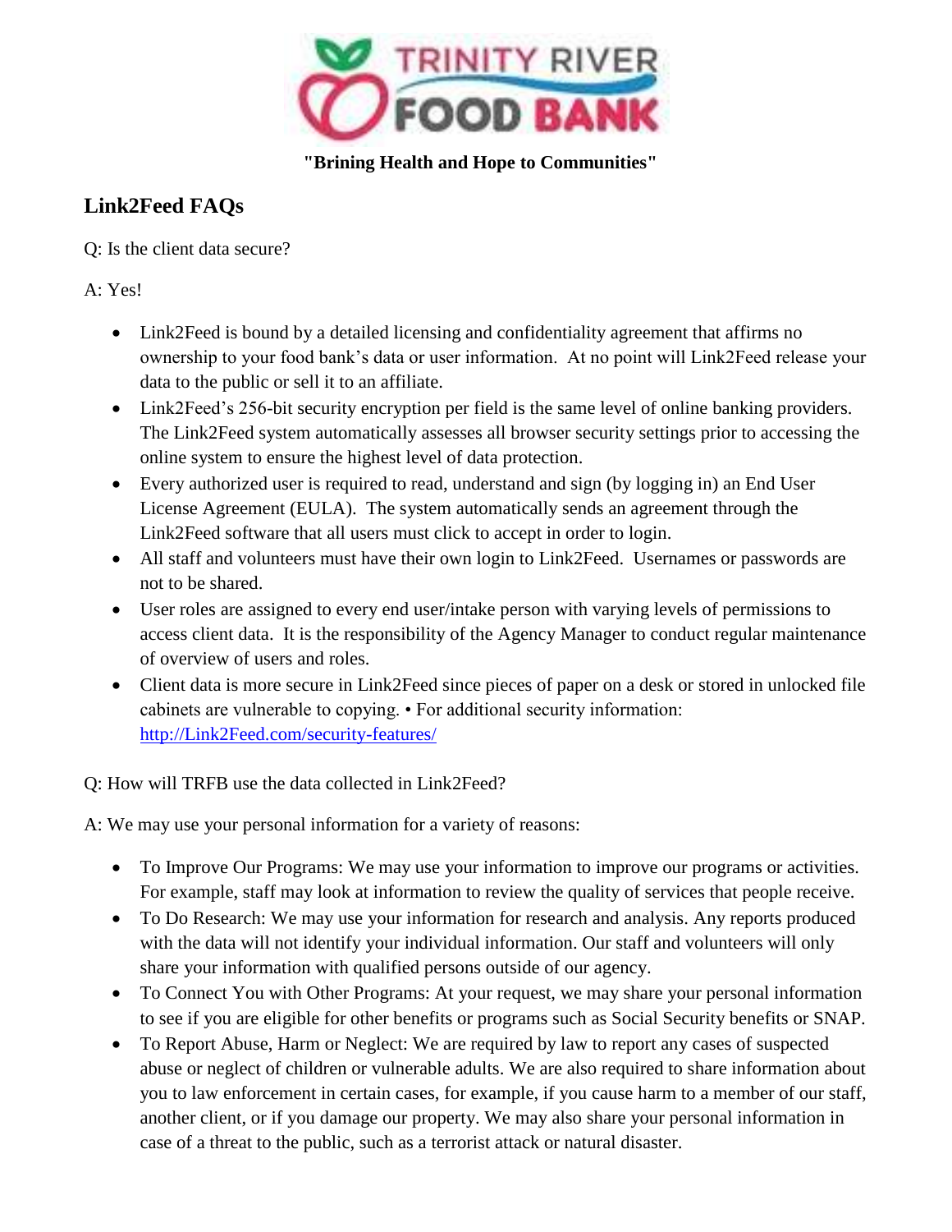TRINITY RIVER FOOD BANK

**"Brining Health and Hope to Communities"**

## Link2Feed FAQs

Q: Is the client data secure?

A: Yes!

- Link2Feed is bound by a detailed licensing and confidentiality agreement that affirms no ownership to your food bank's data or user information. At no point will Link2Feed release your data to the public or sell it to an affiliate.
- Link2Feed's 256-bit security encryption per field is the same level of online banking providers. The Link2Feed system automatically assesses all browser security settings prior to accessing the online system to ensure the highest level of data protection.
- Every authorized user is required to read, understand and sign (by logging in) an End User License Agreement (EULA). The system automatically sends an agreement through the Link2Feed software that all users must click to accept in order to login.
- All staff and volunteers must have their own login to Link2Feed. Usernames or passwords are not to be shared.
- User roles are assigned to every end user/intake person with varying levels of permissions to access client data. It is the responsibility of the Agency Manager to conduct regular maintenance of overview of users and roles.
- Client data is more secure in Link2Feed since pieces of paper on a desk or stored in unlocked file cabinets are vulnerable to copying. • For additional security information: [http://Link2Feed.com/security-features/](http://Link2Feed.com/security-features/)

Q: How will TRFB use the data collected in Link2Feed?

A: We may use your personal information for a variety of reasons:

- To Improve Our Programs: We may use your information to improve our programs or activities. For example, staff may look at information to review the quality of services that people receive.
- To Do Research: We may use your information for research and analysis. Any reports produced with the data will not identify your individual information. Our staff and volunteers will only share your information with qualified persons outside of our agency.
- To Connect You with Other Programs: At your request, we may share your personal information to see if you are eligible for other benefits or programs such as Social Security benefits or SNAP.
- To Report Abuse, Harm or Neglect: We are required by law to report any cases of suspected abuse or neglect of children or vulnerable adults. We are also required to share information about you to law enforcement in certain cases, for example, if you cause harm to a member of our staff, another client, or if you damage our property. We may also share your personal information in case of a threat to the public, such as a terrorist attack or natural disaster.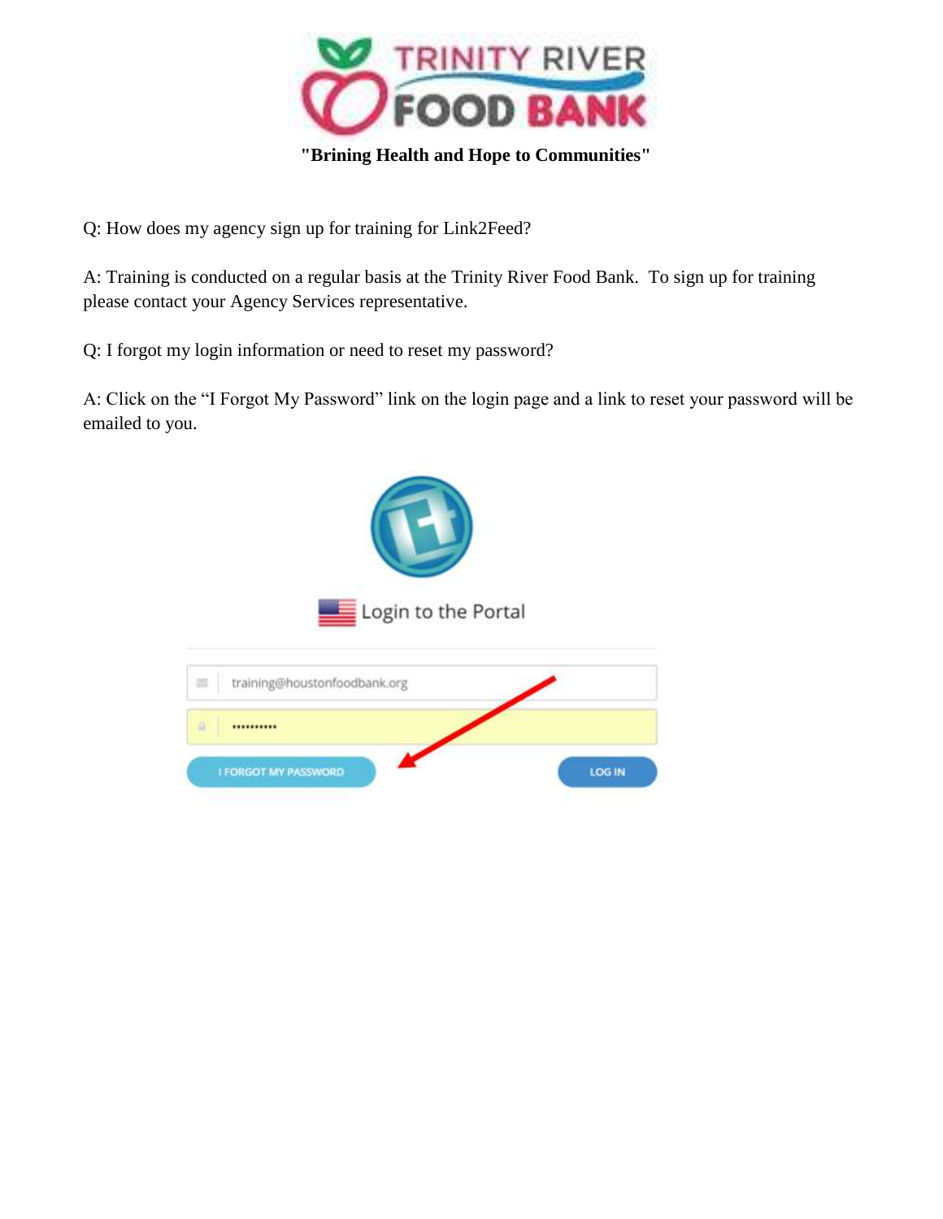TRINITY RIVER FOOD BANK

**"Brining Health and Hope to Communities"**

Q: How does my agency sign up for training for Link2Feed?

A: Training is conducted on a regular basis at the Trinity River Food Bank. To sign up for training please contact your Agency Services representative.

Q: I forgot my login information or need to reset my password?

A: Click on the "I Forgot My Password" link on the login page and a link to reset your password will be emailed to you.

Login to the Portal

training@houstonfoodbank.org

I FORGOT MY PASSWORD

LOG IN